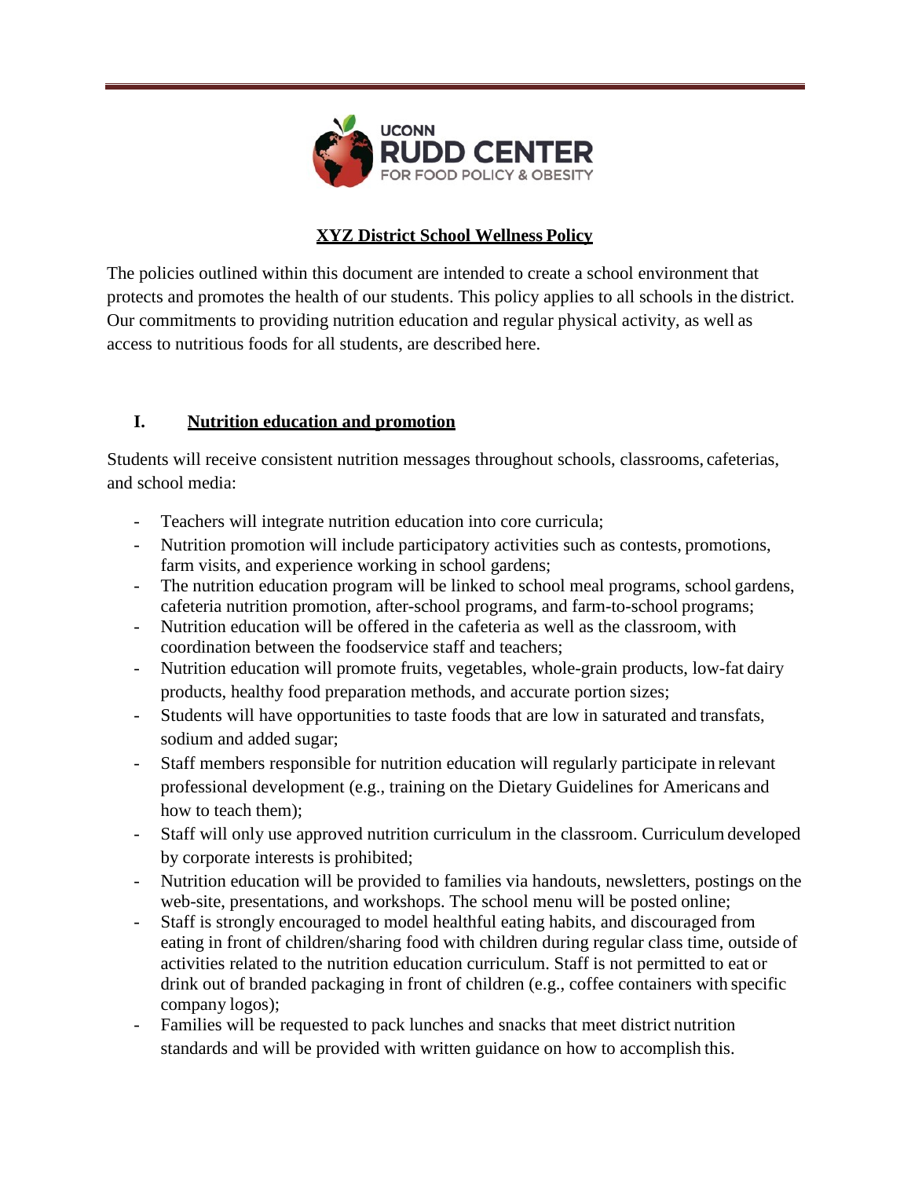UCONN RUDD CENTER FOR FOOD POLICY & OBESITY

# XYZ District School Wellness Policy

The policies outlined within this document are intended to create a school environment that protects and promotes the health of our students. This policy applies to all schools in the district. Our commitments to providing nutrition education and regular physical activity, as well as access to nutritious foods for all students, are described here.

## I. Nutrition education and promotion

Students will receive consistent nutrition messages throughout schools, classrooms, cafeterias, and school media:

- Teachers will integrate nutrition education into core curricula;
- Nutrition promotion will include participatory activities such as contests, promotions, farm visits, and experience working in school gardens;
- The nutrition education program will be linked to school meal programs, school gardens, cafeteria nutrition promotion, after-school programs, and farm-to-school programs;
- Nutrition education will be offered in the cafeteria as well as the classroom, with coordination between the foodservice staff and teachers;
- Nutrition education will promote fruits, vegetables, whole-grain products, low-fat dairy products, healthy food preparation methods, and accurate portion sizes;
- Students will have opportunities to taste foods that are low in saturated and transfats, sodium and added sugar;
- Staff members responsible for nutrition education will regularly participate in relevant professional development (e.g., training on the Dietary Guidelines for Americans and how to teach them);
- Staff will only use approved nutrition curriculum in the classroom. Curriculum developed by corporate interests is prohibited;
- Nutrition education will be provided to families via handouts, newsletters, postings on the web-site, presentations, and workshops. The school menu will be posted online;
- Staff is strongly encouraged to model healthful eating habits, and discouraged from eating in front of children/sharing food with children during regular class time, outside of activities related to the nutrition education curriculum. Staff is not permitted to eat or drink out of branded packaging in front of children (e.g., coffee containers with specific company logos);
- Families will be requested to pack lunches and snacks that meet district nutrition standards and will be provided with written guidance on how to accomplish this.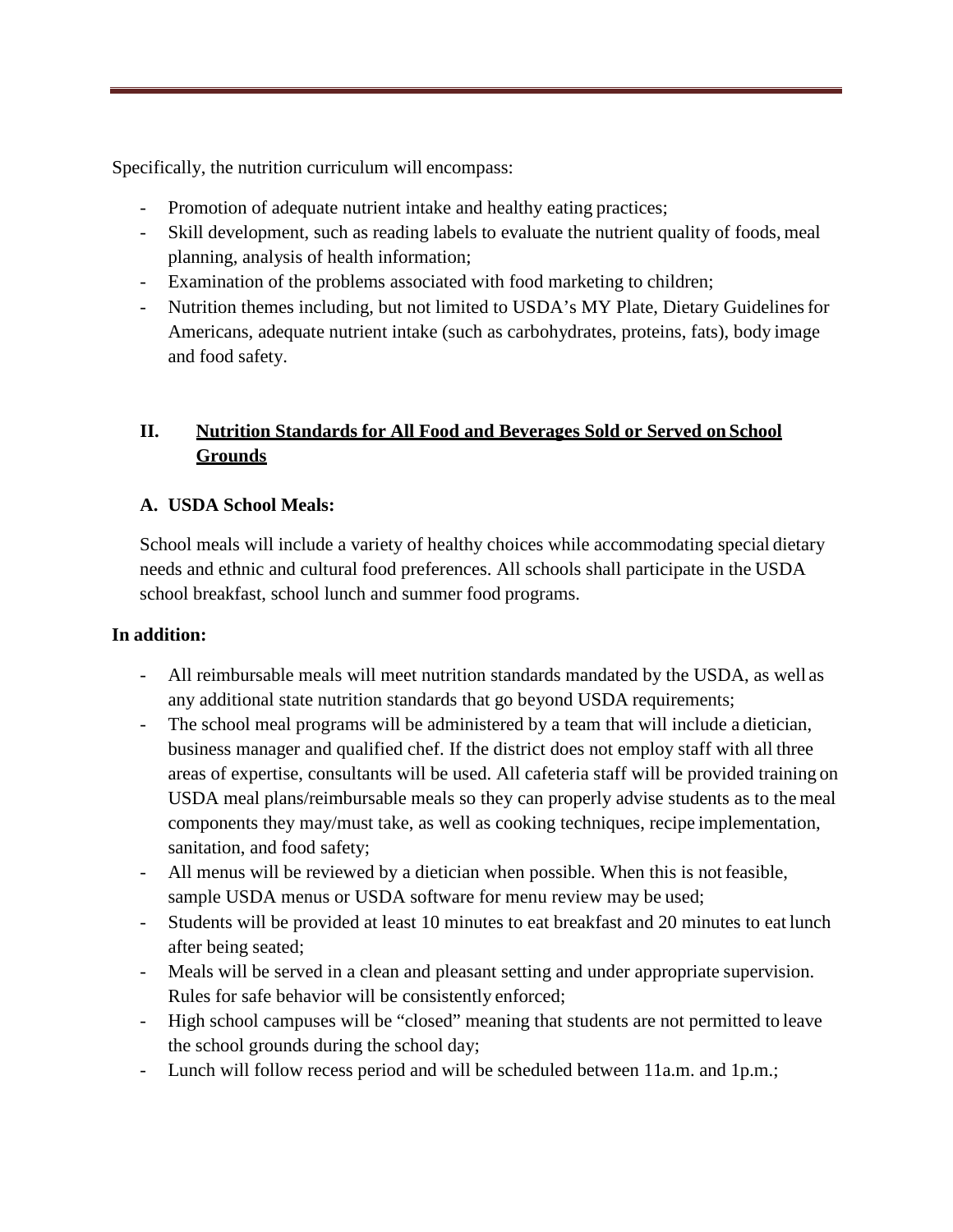Specifically, the nutrition curriculum will encompass:

- Promotion of adequate nutrient intake and healthy eating practices;
- Skill development, such as reading labels to evaluate the nutrient quality of foods, meal planning, analysis of health information;
- Examination of the problems associated with food marketing to children;
- Nutrition themes including, but not limited to USDA's MY Plate, Dietary Guidelines for Americans, adequate nutrient intake (such as carbohydrates, proteins, fats), body image and food safety.

## II. <u>Nutrition Standards for All Food and Beverages Sold or Served on School Grounds</u>

### A. USDA School Meals:

School meals will include a variety of healthy choices while accommodating special dietary needs and ethnic and cultural food preferences. All schools shall participate in the USDA school breakfast, school lunch and summer food programs.

**In addition:**

- All reimbursable meals will meet nutrition standards mandated by the USDA, as well as any additional state nutrition standards that go beyond USDA requirements;
- The school meal programs will be administered by a team that will include a dietician, business manager and qualified chef. If the district does not employ staff with all three areas of expertise, consultants will be used. All cafeteria staff will be provided training on USDA meal plans/reimbursable meals so they can properly advise students as to the meal components they may/must take, as well as cooking techniques, recipe implementation, sanitation, and food safety;
- All menus will be reviewed by a dietician when possible. When this is not feasible, sample USDA menus or USDA software for menu review may be used;
- Students will be provided at least 10 minutes to eat breakfast and 20 minutes to eat lunch after being seated;
- Meals will be served in a clean and pleasant setting and under appropriate supervision. Rules for safe behavior will be consistently enforced;
- High school campuses will be "closed" meaning that students are not permitted to leave the school grounds during the school day;
- Lunch will follow recess period and will be scheduled between 11a.m. and 1p.m.;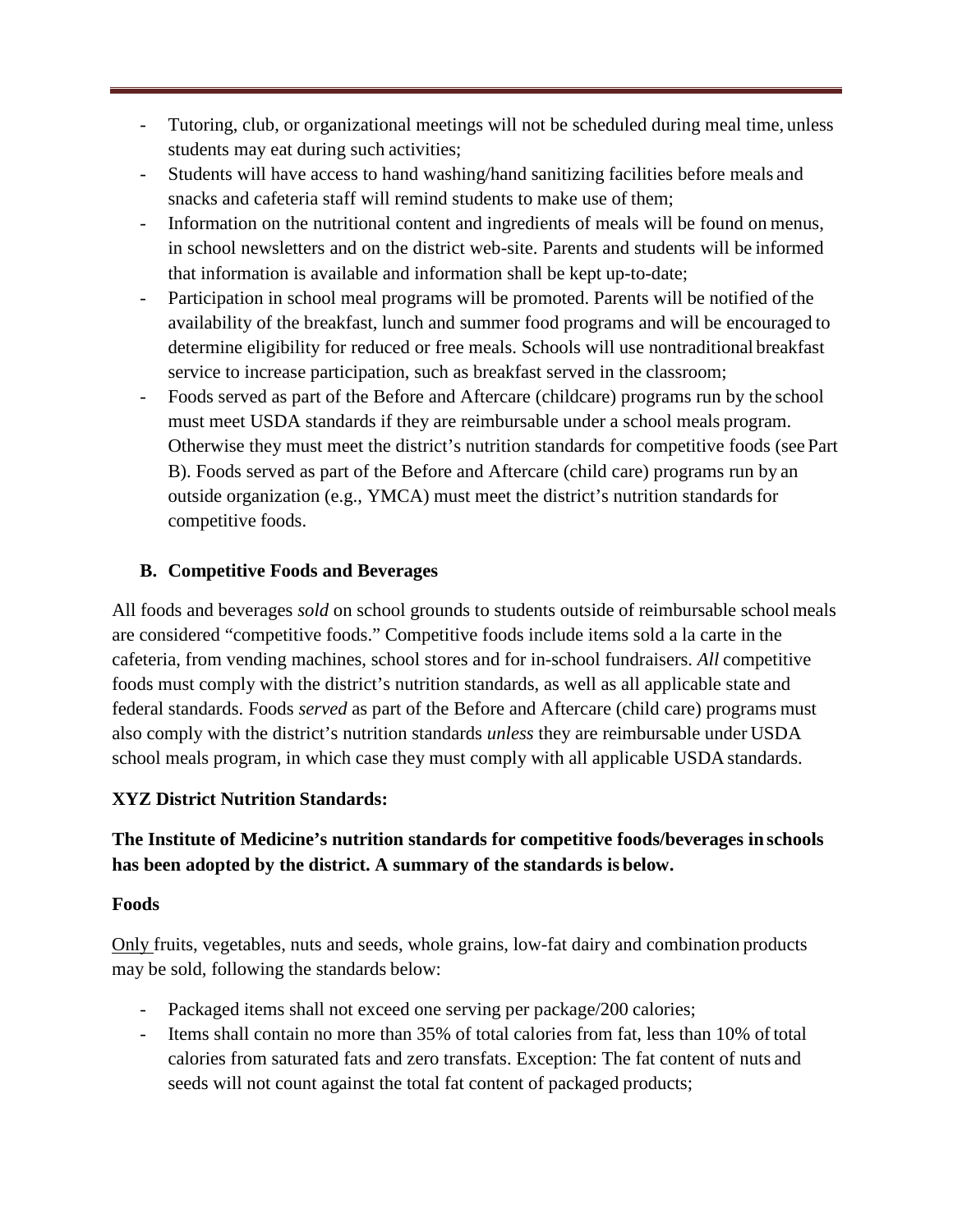- Tutoring, club, or organizational meetings will not be scheduled during meal time, unless students may eat during such activities;
- Students will have access to hand washing/hand sanitizing facilities before meals and snacks and cafeteria staff will remind students to make use of them;
- Information on the nutritional content and ingredients of meals will be found on menus, in school newsletters and on the district web-site. Parents and students will be informed that information is available and information shall be kept up-to-date;
- Participation in school meal programs will be promoted. Parents will be notified of the availability of the breakfast, lunch and summer food programs and will be encouraged to determine eligibility for reduced or free meals. Schools will use nontraditional breakfast service to increase participation, such as breakfast served in the classroom;
- Foods served as part of the Before and Aftercare (childcare) programs run by the school must meet USDA standards if they are reimbursable under a school meals program. Otherwise they must meet the district's nutrition standards for competitive foods (see Part B). Foods served as part of the Before and Aftercare (child care) programs run by an outside organization (e.g., YMCA) must meet the district's nutrition standards for competitive foods.

### B. Competitive Foods and Beverages

All foods and beverages *sold* on school grounds to students outside of reimbursable school meals are considered "competitive foods." Competitive foods include items sold a la carte in the cafeteria, from vending machines, school stores and for in-school fundraisers. *All* competitive foods must comply with the district's nutrition standards, as well as all applicable state and federal standards. Foods *served* as part of the Before and Aftercare (child care) programs must also comply with the district's nutrition standards *unless* they are reimbursable under USDA school meals program, in which case they must comply with all applicable USDA standards.

**XYZ District Nutrition Standards:**

**The Institute of Medicine's nutrition standards for competitive foods/beverages in schools has been adopted by the district. A summary of the standards is below.**

**Foods**

<u>Only</u> fruits, vegetables, nuts and seeds, whole grains, low-fat dairy and combination products may be sold, following the standards below:

- Packaged items shall not exceed one serving per package/200 calories;
- Items shall contain no more than 35% of total calories from fat, less than 10% of total calories from saturated fats and zero transfats. Exception: The fat content of nuts and seeds will not count against the total fat content of packaged products;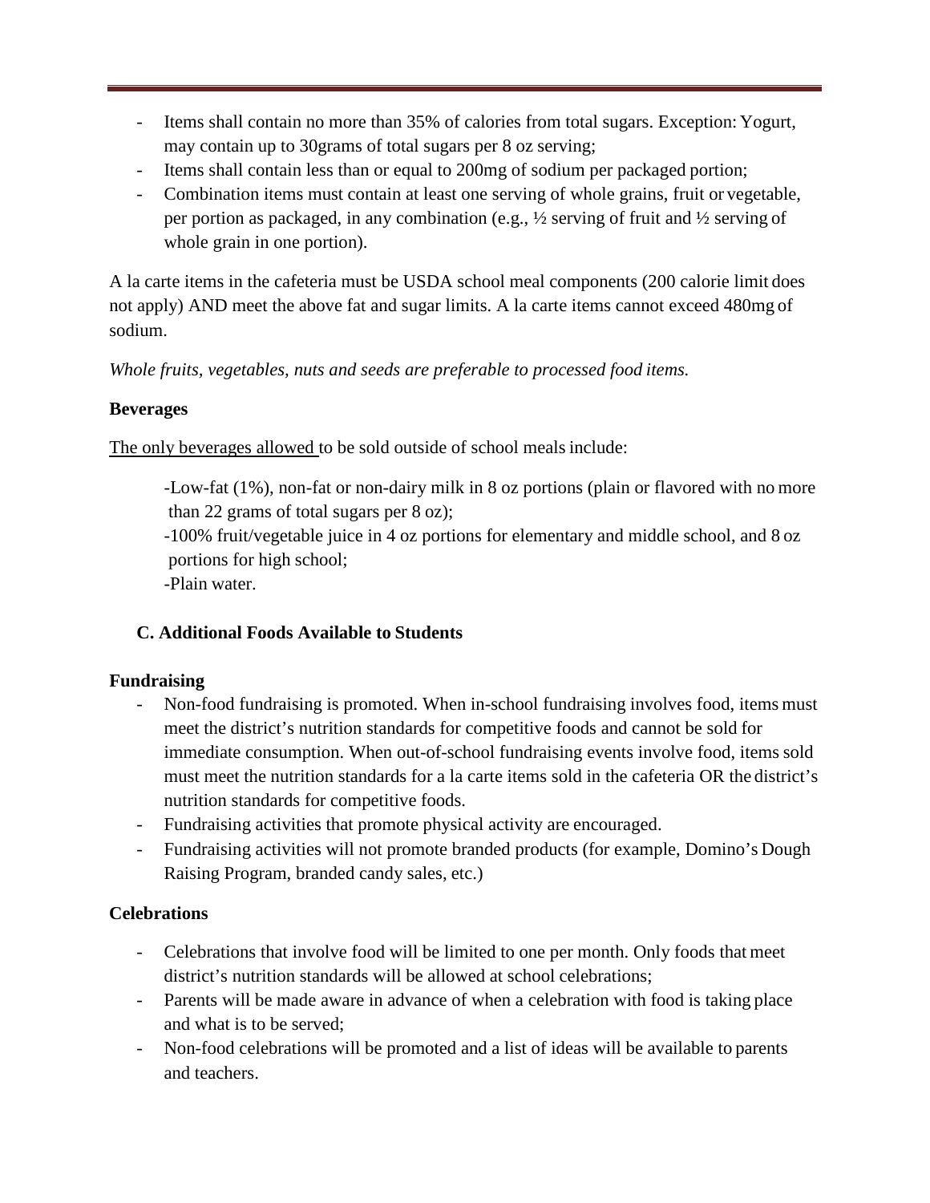- Items shall contain no more than 35% of calories from total sugars. Exception: Yogurt, may contain up to 30grams of total sugars per 8 oz serving;
- Items shall contain less than or equal to 200mg of sodium per packaged portion;
- Combination items must contain at least one serving of whole grains, fruit or vegetable, per portion as packaged, in any combination (e.g., ½ serving of fruit and ½ serving of whole grain in one portion).

A la carte items in the cafeteria must be USDA school meal components (200 calorie limit does not apply) AND meet the above fat and sugar limits. A la carte items cannot exceed 480mg of sodium.

*Whole fruits, vegetables, nuts and seeds are preferable to processed food items.*

**Beverages**

The only beverages allowed to be sold outside of school meals include:

-Low-fat (1%), non-fat or non-dairy milk in 8 oz portions (plain or flavored with no more than 22 grams of total sugars per 8 oz);
-100% fruit/vegetable juice in 4 oz portions for elementary and middle school, and 8 oz portions for high school;
-Plain water.

### C. Additional Foods Available to Students

**Fundraising**

- Non-food fundraising is promoted. When in-school fundraising involves food, items must meet the district's nutrition standards for competitive foods and cannot be sold for immediate consumption. When out-of-school fundraising events involve food, items sold must meet the nutrition standards for a la carte items sold in the cafeteria OR the district's nutrition standards for competitive foods.
- Fundraising activities that promote physical activity are encouraged.
- Fundraising activities will not promote branded products (for example, Domino's Dough Raising Program, branded candy sales, etc.)

**Celebrations**

- Celebrations that involve food will be limited to one per month. Only foods that meet district's nutrition standards will be allowed at school celebrations;
- Parents will be made aware in advance of when a celebration with food is taking place and what is to be served;
- Non-food celebrations will be promoted and a list of ideas will be available to parents and teachers.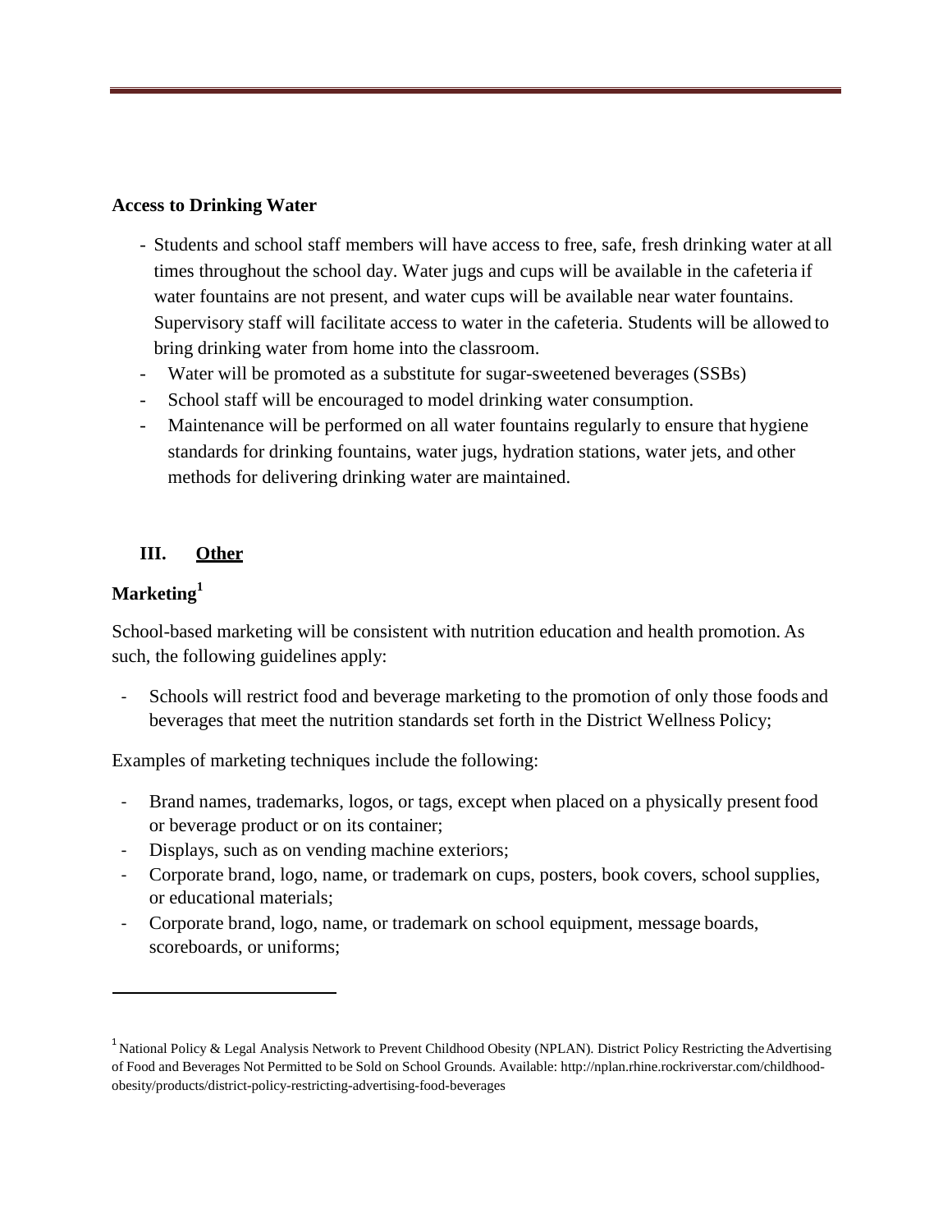**Access to Drinking Water**

- Students and school staff members will have access to free, safe, fresh drinking water at all times throughout the school day. Water jugs and cups will be available in the cafeteria if water fountains are not present, and water cups will be available near water fountains. Supervisory staff will facilitate access to water in the cafeteria. Students will be allowed to bring drinking water from home into the classroom.
- Water will be promoted as a substitute for sugar-sweetened beverages (SSBs)
- School staff will be encouraged to model drinking water consumption.
- Maintenance will be performed on all water fountains regularly to ensure that hygiene standards for drinking fountains, water jugs, hydration stations, water jets, and other methods for delivering drinking water are maintained.

## III. Other

**Marketing[1]**

School-based marketing will be consistent with nutrition education and health promotion. As such, the following guidelines apply:

- Schools will restrict food and beverage marketing to the promotion of only those foods and beverages that meet the nutrition standards set forth in the District Wellness Policy;

Examples of marketing techniques include the following:

- Brand names, trademarks, logos, or tags, except when placed on a physically present food or beverage product or on its container;
- Displays, such as on vending machine exteriors;
- Corporate brand, logo, name, or trademark on cups, posters, book covers, school supplies, or educational materials;
- Corporate brand, logo, name, or trademark on school equipment, message boards, scoreboards, or uniforms;

---

[1] National Policy & Legal Analysis Network to Prevent Childhood Obesity (NPLAN). District Policy Restricting the Advertising of Food and Beverages Not Permitted to be Sold on School Grounds. Available: http://nplan.rhine.rockriverstar.com/childhood-obesity/products/district-policy-restricting-advertising-food-beverages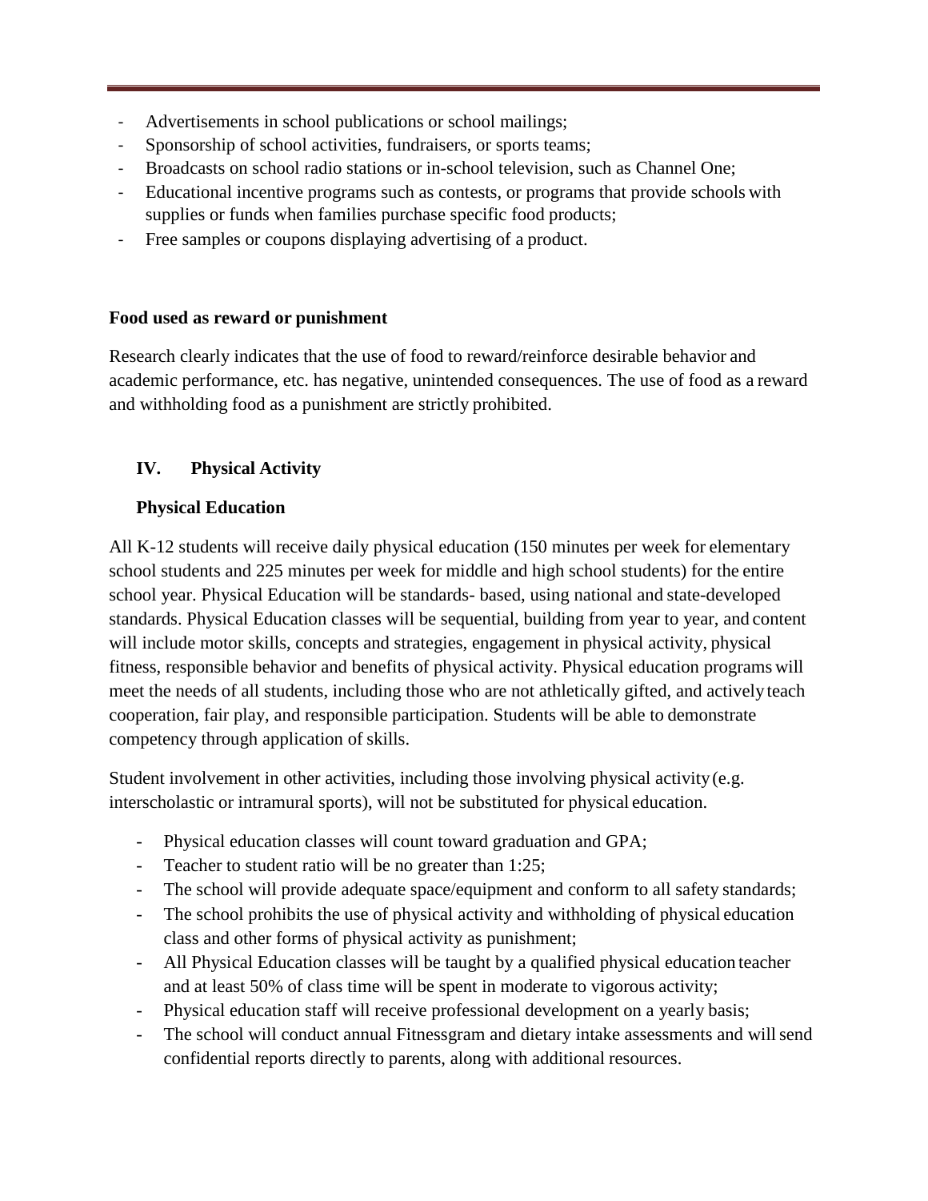- Advertisements in school publications or school mailings;
- Sponsorship of school activities, fundraisers, or sports teams;
- Broadcasts on school radio stations or in-school television, such as Channel One;
- Educational incentive programs such as contests, or programs that provide schools with supplies or funds when families purchase specific food products;
- Free samples or coupons displaying advertising of a product.

**Food used as reward or punishment**

Research clearly indicates that the use of food to reward/reinforce desirable behavior and academic performance, etc. has negative, unintended consequences. The use of food as a reward and withholding food as a punishment are strictly prohibited.

## IV. Physical Activity

### Physical Education

All K-12 students will receive daily physical education (150 minutes per week for elementary school students and 225 minutes per week for middle and high school students) for the entire school year. Physical Education will be standards- based, using national and state-developed standards. Physical Education classes will be sequential, building from year to year, and content will include motor skills, concepts and strategies, engagement in physical activity, physical fitness, responsible behavior and benefits of physical activity. Physical education programs will meet the needs of all students, including those who are not athletically gifted, and actively teach cooperation, fair play, and responsible participation. Students will be able to demonstrate competency through application of skills.

Student involvement in other activities, including those involving physical activity (e.g. interscholastic or intramural sports), will not be substituted for physical education.

- Physical education classes will count toward graduation and GPA;
- Teacher to student ratio will be no greater than 1:25;
- The school will provide adequate space/equipment and conform to all safety standards;
- The school prohibits the use of physical activity and withholding of physical education class and other forms of physical activity as punishment;
- All Physical Education classes will be taught by a qualified physical education teacher and at least 50% of class time will be spent in moderate to vigorous activity;
- Physical education staff will receive professional development on a yearly basis;
- The school will conduct annual Fitnessgram and dietary intake assessments and will send confidential reports directly to parents, along with additional resources.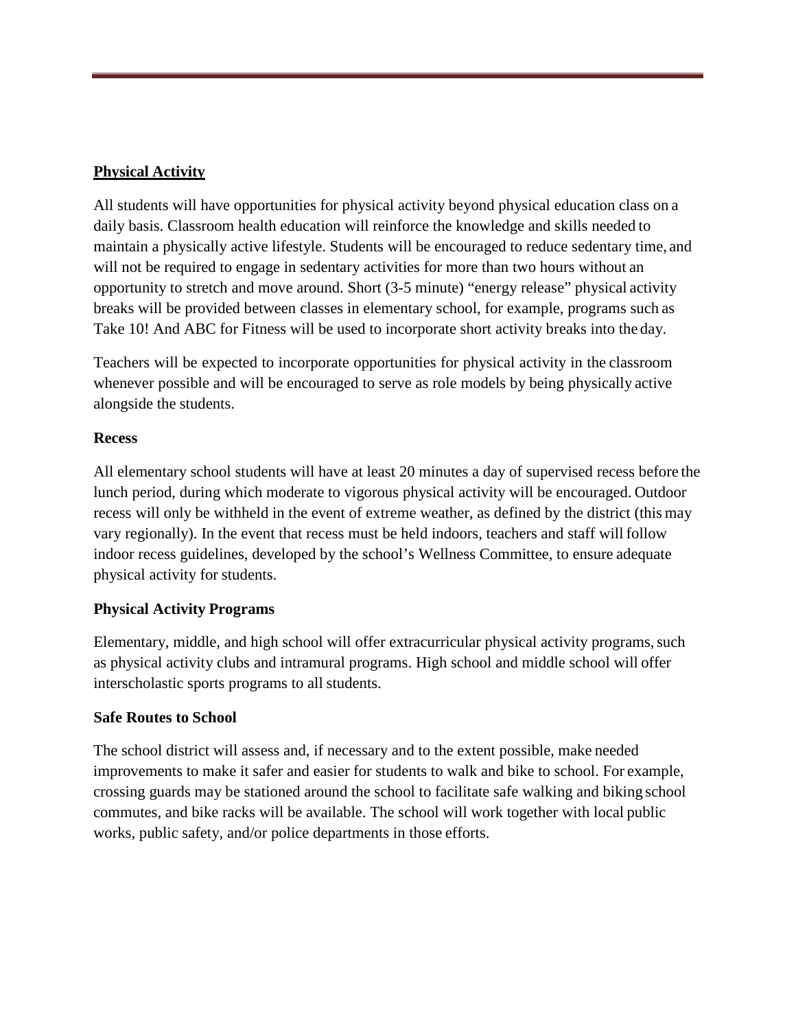## **Physical Activity**

All students will have opportunities for physical activity beyond physical education class on a daily basis. Classroom health education will reinforce the knowledge and skills needed to maintain a physically active lifestyle. Students will be encouraged to reduce sedentary time, and will not be required to engage in sedentary activities for more than two hours without an opportunity to stretch and move around. Short (3-5 minute) "energy release" physical activity breaks will be provided between classes in elementary school, for example, programs such as Take 10! And ABC for Fitness will be used to incorporate short activity breaks into the day.

Teachers will be expected to incorporate opportunities for physical activity in the classroom whenever possible and will be encouraged to serve as role models by being physically active alongside the students.

### **Recess**

All elementary school students will have at least 20 minutes a day of supervised recess before the lunch period, during which moderate to vigorous physical activity will be encouraged. Outdoor recess will only be withheld in the event of extreme weather, as defined by the district (this may vary regionally). In the event that recess must be held indoors, teachers and staff will follow indoor recess guidelines, developed by the school's Wellness Committee, to ensure adequate physical activity for students.

### **Physical Activity Programs**

Elementary, middle, and high school will offer extracurricular physical activity programs, such as physical activity clubs and intramural programs. High school and middle school will offer interscholastic sports programs to all students.

### **Safe Routes to School**

The school district will assess and, if necessary and to the extent possible, make needed improvements to make it safer and easier for students to walk and bike to school. For example, crossing guards may be stationed around the school to facilitate safe walking and biking school commutes, and bike racks will be available. The school will work together with local public works, public safety, and/or police departments in those efforts.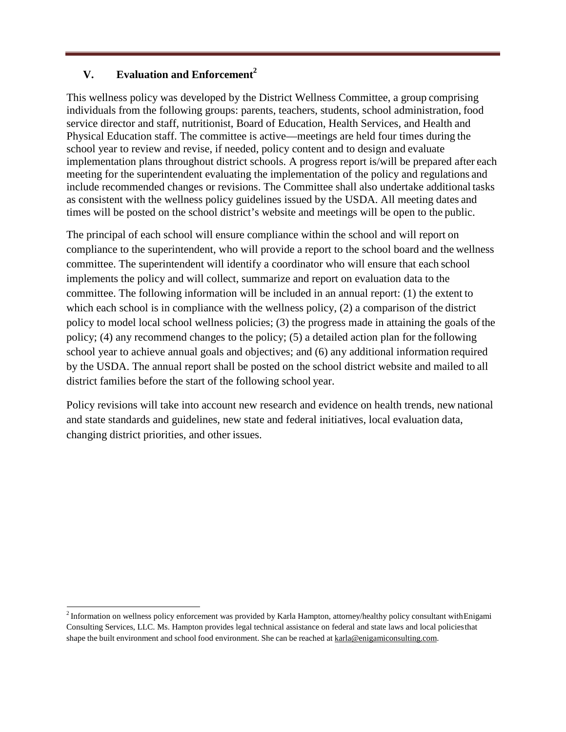## V. Evaluation and Enforcement[2]

This wellness policy was developed by the District Wellness Committee, a group comprising individuals from the following groups: parents, teachers, students, school administration, food service director and staff, nutritionist, Board of Education, Health Services, and Health and Physical Education staff. The committee is active—meetings are held four times during the school year to review and revise, if needed, policy content and to design and evaluate implementation plans throughout district schools. A progress report is/will be prepared after each meeting for the superintendent evaluating the implementation of the policy and regulations and include recommended changes or revisions. The Committee shall also undertake additional tasks as consistent with the wellness policy guidelines issued by the USDA. All meeting dates and times will be posted on the school district's website and meetings will be open to the public.

The principal of each school will ensure compliance within the school and will report on compliance to the superintendent, who will provide a report to the school board and the wellness committee. The superintendent will identify a coordinator who will ensure that each school implements the policy and will collect, summarize and report on evaluation data to the committee. The following information will be included in an annual report: (1) the extent to which each school is in compliance with the wellness policy, (2) a comparison of the district policy to model local school wellness policies; (3) the progress made in attaining the goals of the policy; (4) any recommend changes to the policy; (5) a detailed action plan for the following school year to achieve annual goals and objectives; and (6) any additional information required by the USDA. The annual report shall be posted on the school district website and mailed to all district families before the start of the following school year.

Policy revisions will take into account new research and evidence on health trends, new national and state standards and guidelines, new state and federal initiatives, local evaluation data, changing district priorities, and other issues.

---

[2] Information on wellness policy enforcement was provided by Karla Hampton, attorney/healthy policy consultant with Enigami Consulting Services, LLC. Ms. Hampton provides legal technical assistance on federal and state laws and local policies that shape the built environment and school food environment. She can be reached at karla@enigamiconsulting.com.